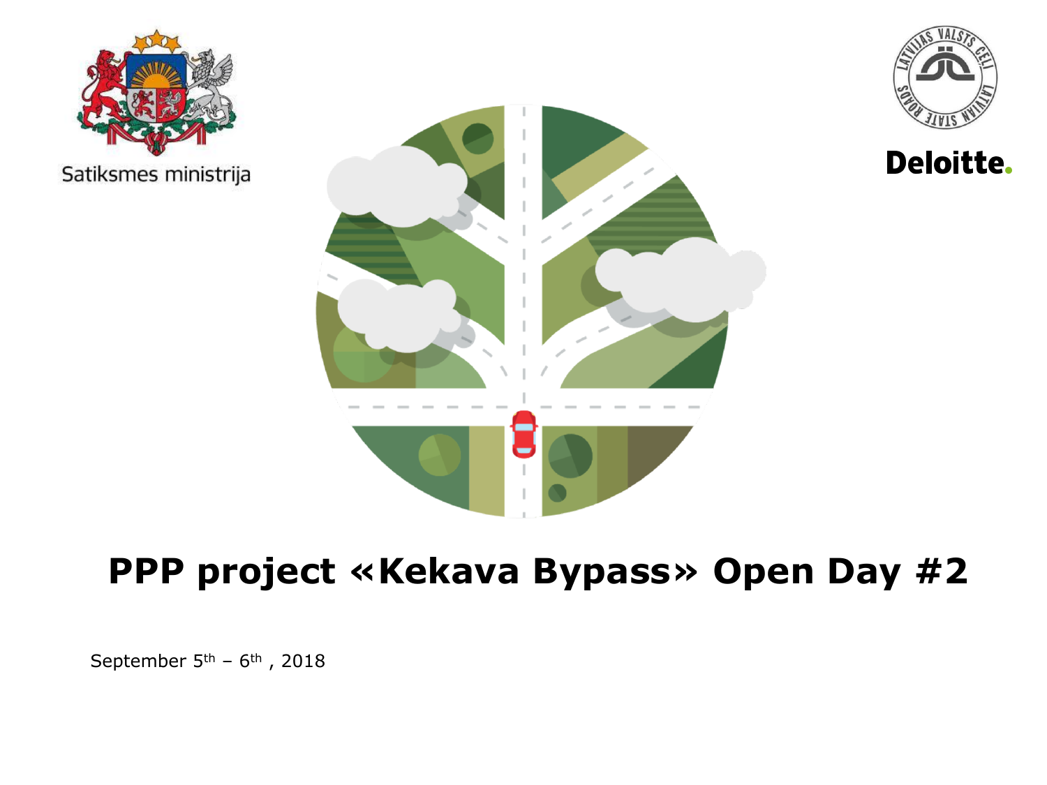Satiksmes ministrija

Deloitte.

# PPP project «Kekava Bypass» Open Day #2

September 5th – 6th , 2018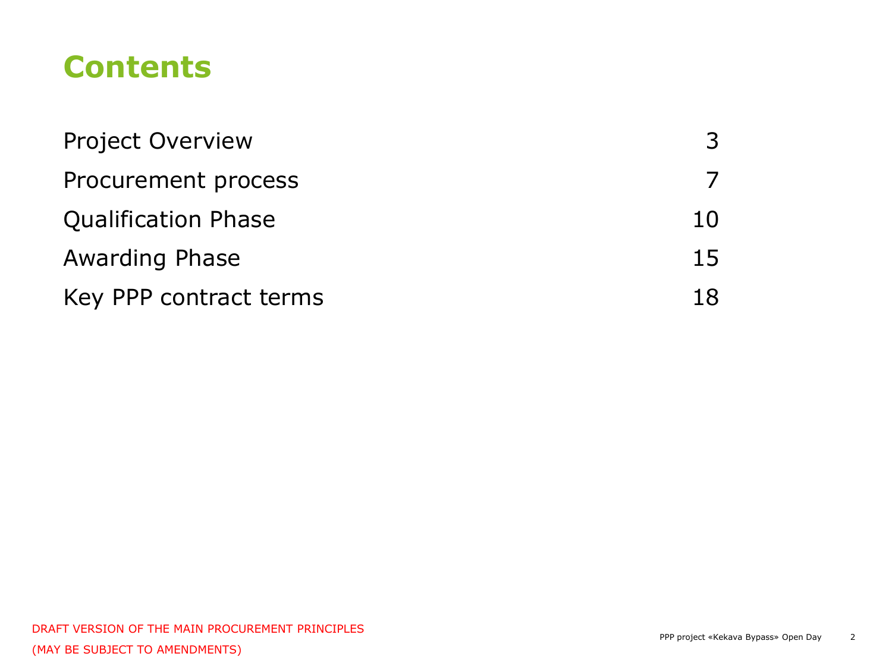# Contents

| | |
|---|---|
| Project Overview | 3 |
| Procurement process | 7 |
| Qualification Phase | 10 |
| Awarding Phase | 15 |
| Key PPP contract terms | 18 |

DRAFT VERSION OF THE MAIN PROCUREMENT PRINCIPLES
(MAY BE SUBJECT TO AMENDMENTS)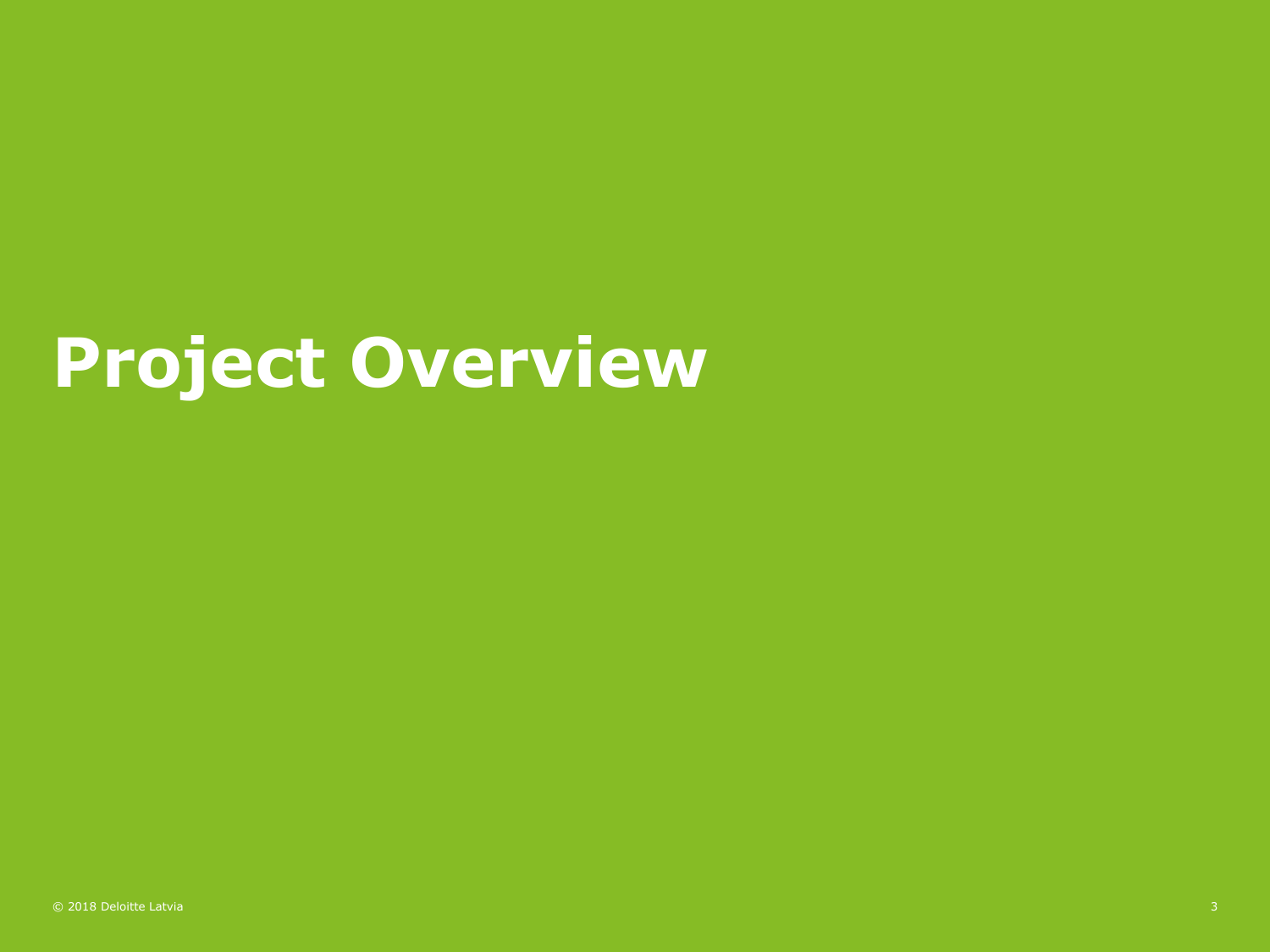# Project Overview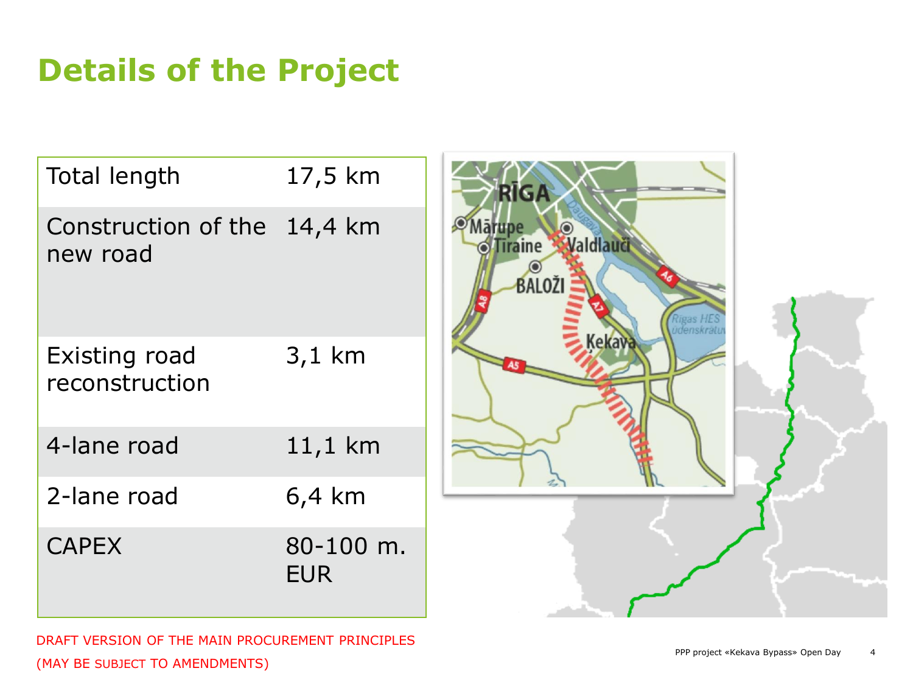# Details of the Project

| | |
|---|---|
| Total length | 17,5 km |
| Construction of the new road | 14,4 km |
| Existing road reconstruction | 3,1 km |
| 4-lane road | 11,1 km |
| 2-lane road | 6,4 km |
| CAPEX | 80-100 m. EUR |

DRAFT VERSION OF THE MAIN PROCUREMENT PRINCIPLES
(MAY BE SUBJECT TO AMENDMENTS)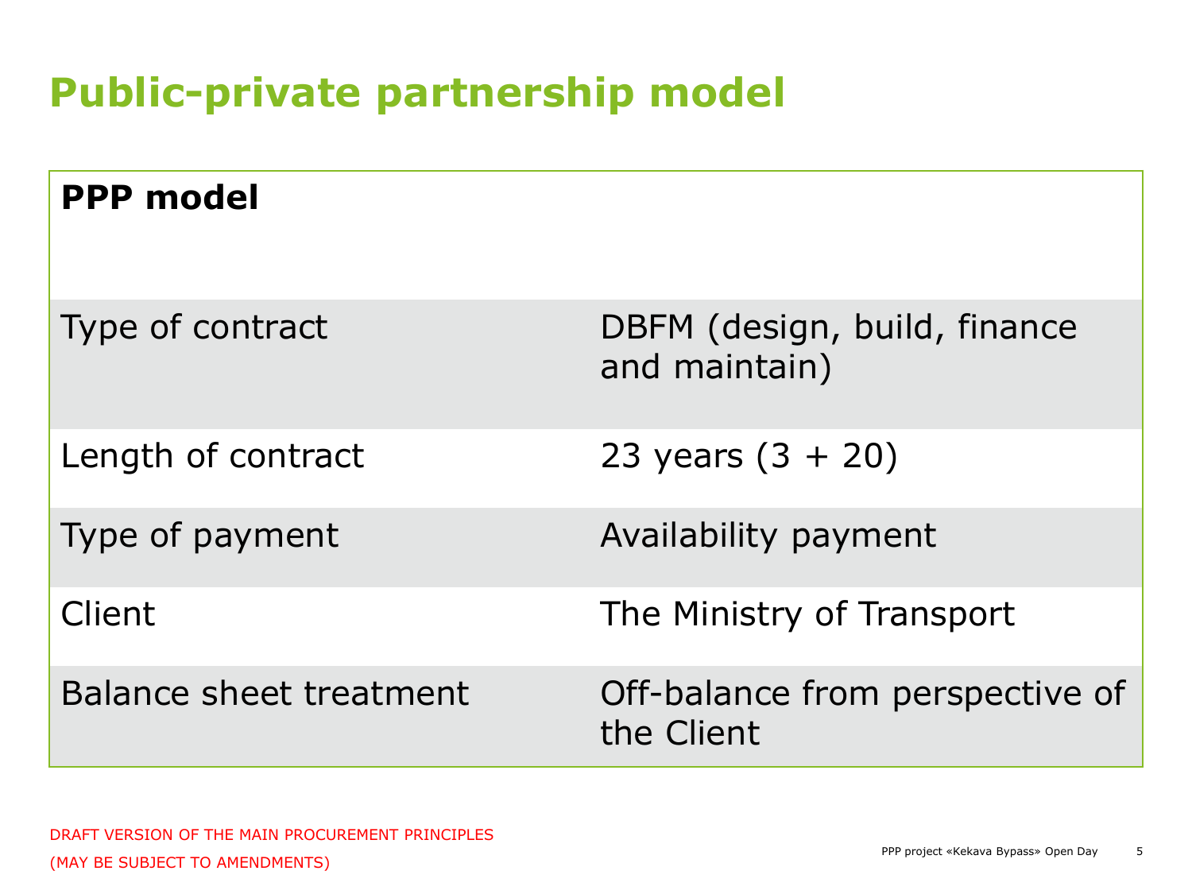# Public-private partnership model

| PPP model | |
|---|---|
| Type of contract | DBFM (design, build, finance and maintain) |
| Length of contract | 23 years (3 + 20) |
| Type of payment | Availability payment |
| Client | The Ministry of Transport |
| Balance sheet treatment | Off-balance from perspective of the Client |

DRAFT VERSION OF THE MAIN PROCUREMENT PRINCIPLES
(MAY BE SUBJECT TO AMENDMENTS)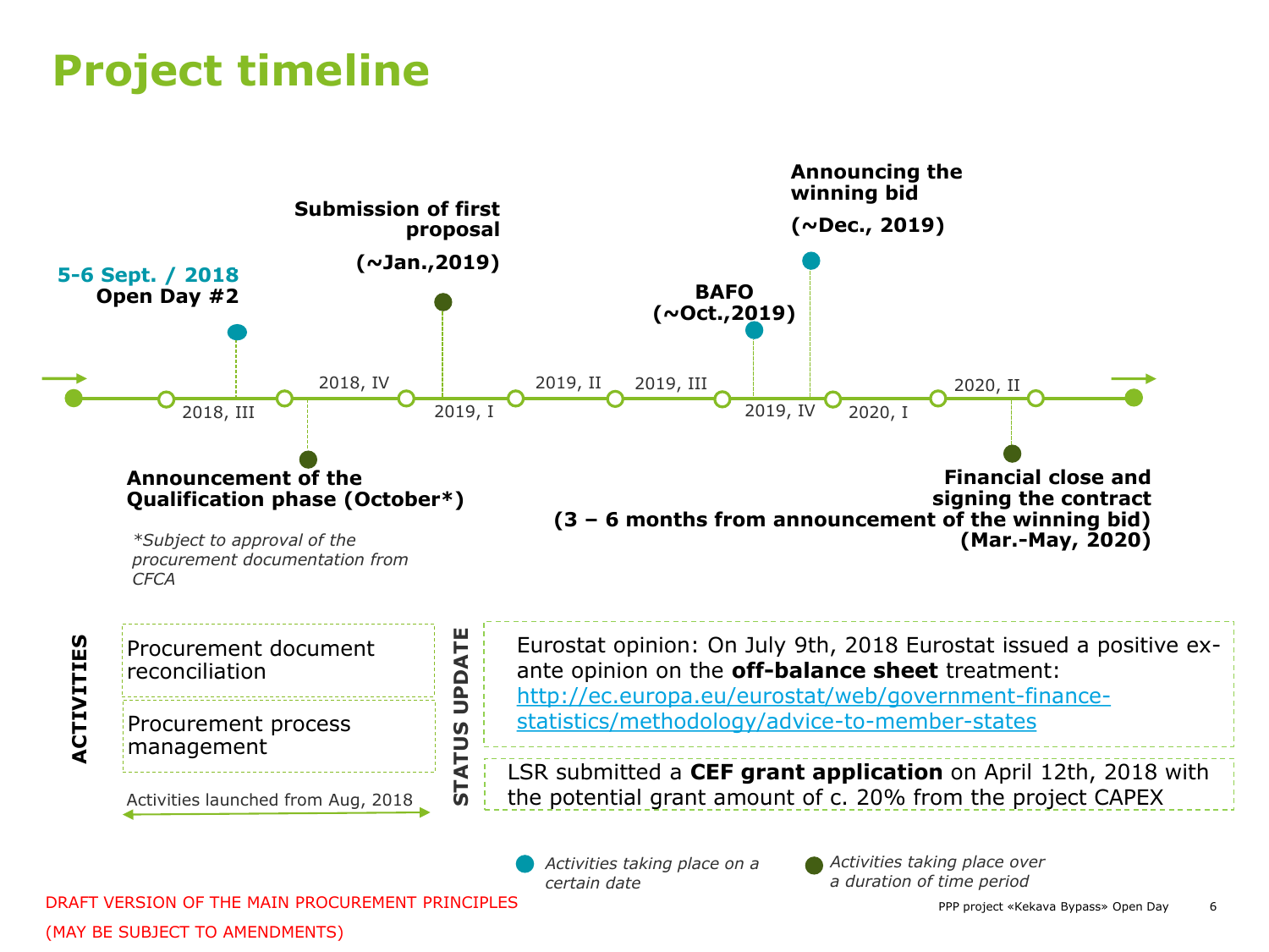# Project timeline

**5-6 Sept. / 2018**
**Open Day #2**

**Submission of first proposal**
**(~Jan.,2019)**

**BAFO**
**(~Oct.,2019)**

**Announcing the winning bid**
**(~Dec., 2019)**

2018, III — 2018, IV — 2019, I — 2019, II — 2019, III — 2019, IV — 2020, I — 2020, II

**Announcement of the Qualification phase (October*)**

*\*Subject to approval of the procurement documentation from CFCA*

**Financial close and signing the contract**
**(3 – 6 months from announcement of the winning bid)**
**(Mar.-May, 2020)**

## ACTIVITIES

- Procurement document reconciliation
- Procurement process management

Activities launched from Aug, 2018

## STATUS UPDATE

Eurostat opinion: On July 9th, 2018 Eurostat issued a positive ex-ante opinion on the **off-balance sheet** treatment: http://ec.europa.eu/eurostat/web/government-finance-statistics/methodology/advice-to-member-states

LSR submitted a **CEF grant application** on April 12th, 2018 with the potential grant amount of c. 20% from the project CAPEX

*Activities taking place on a certain date*

*Activities taking place over a duration of time period*

DRAFT VERSION OF THE MAIN PROCUREMENT PRINCIPLES
(MAY BE SUBJECT TO AMENDMENTS)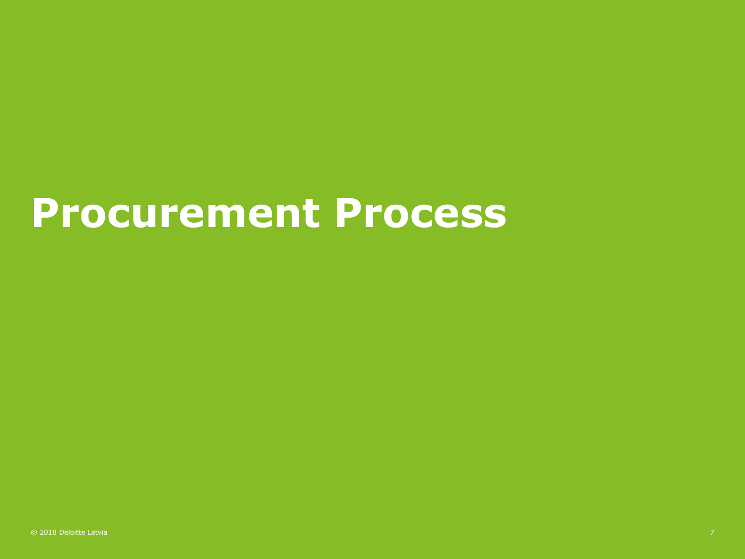# Procurement Process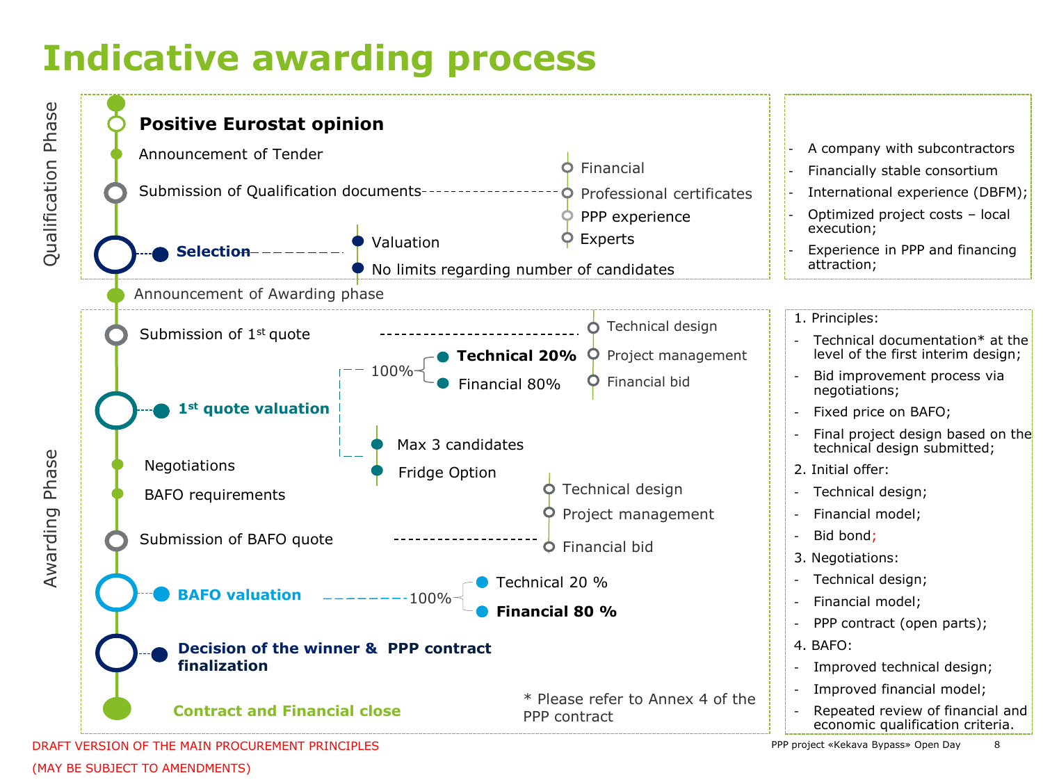# Indicative awarding process

## Qualification Phase

- **Positive Eurostat opinion**
- Announcement of Tender
- Submission of Qualification documents
  - Financial
  - Professional certificates
  - PPP experience
  - Experts
- **Selection**
  - Valuation
  - No limits regarding number of candidates

Requirements:

- A company with subcontractors
- Financially stable consortium
- International experience (DBFM);
- Optimized project costs – local execution;
- Experience in PPP and financing attraction;

Announcement of Awarding phase

## Awarding Phase

- Submission of 1st quote
  - Technical design
  - Project management
  - Financial bid
- **1st quote valuation**
  - 100%:
    - **Technical 20%**
    - Financial 80%
  - Max 3 candidates
  - Fridge Option
- Negotiations
- BAFO requirements
- Submission of BAFO quote
  - Technical design
  - Project management
  - Financial bid
- **BAFO valuation**
  - 100%:
    - Technical 20 %
    - **Financial 80 %**
- **Decision of the winner & PPP contract finalization**
- **Contract and Financial close**

\* Please refer to Annex 4 of the PPP contract

1. Principles:
   - Technical documentation* at the level of the first interim design;
   - Bid improvement process via negotiations;
   - Fixed price on BAFO;
   - Final project design based on the technical design submitted;
2. Initial offer:
   - Technical design;
   - Financial model;
   - Bid bond;
3. Negotiations:
   - Technical design;
   - Financial model;
   - PPP contract (open parts);
4. BAFO:
   - Improved technical design;
   - Improved financial model;
   - Repeated review of financial and economic qualification criteria.

DRAFT VERSION OF THE MAIN PROCUREMENT PRINCIPLES

(MAY BE SUBJECT TO AMENDMENTS)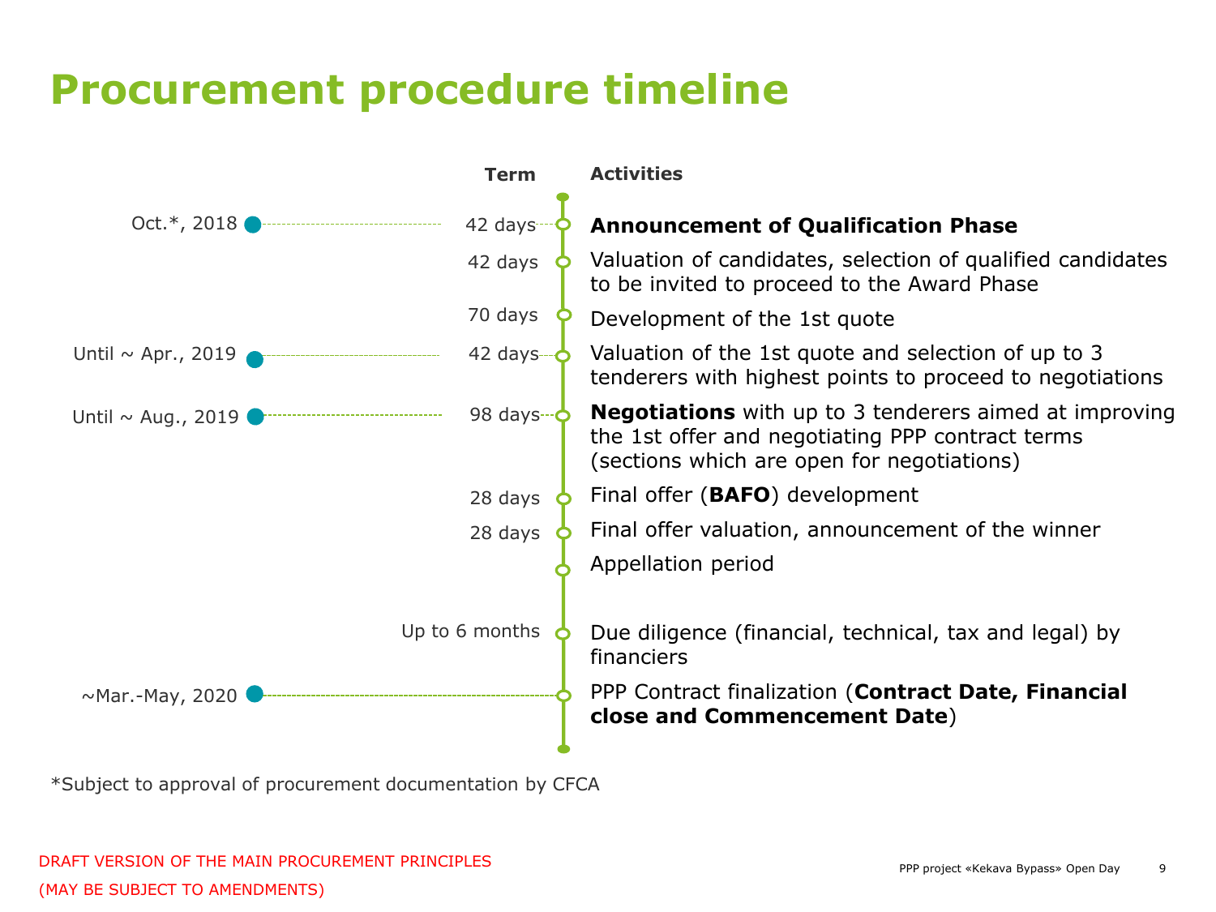# Procurement procedure timeline

| Date | Term | Activities |
| --- | --- | --- |
| Oct.*, 2018 | 42 days | **Announcement of Qualification Phase** |
| | 42 days | Valuation of candidates, selection of qualified candidates to be invited to proceed to the Award Phase |
| | 70 days | Development of the 1st quote |
| Until ~ Apr., 2019 | 42 days | Valuation of the 1st quote and selection of up to 3 tenderers with highest points to proceed to negotiations |
| Until ~ Aug., 2019 | 98 days | **Negotiations** with up to 3 tenderers aimed at improving the 1st offer and negotiating PPP contract terms (sections which are open for negotiations) |
| | 28 days | Final offer (**BAFO**) development |
| | 28 days | Final offer valuation, announcement of the winner |
| | | Appellation period |
| | Up to 6 months | Due diligence (financial, technical, tax and legal) by financiers |
| ~Mar.-May, 2020 | | PPP Contract finalization (**Contract Date, Financial close and Commencement Date**) |

*Subject to approval of procurement documentation by CFCA

DRAFT VERSION OF THE MAIN PROCUREMENT PRINCIPLES
(MAY BE SUBJECT TO AMENDMENTS)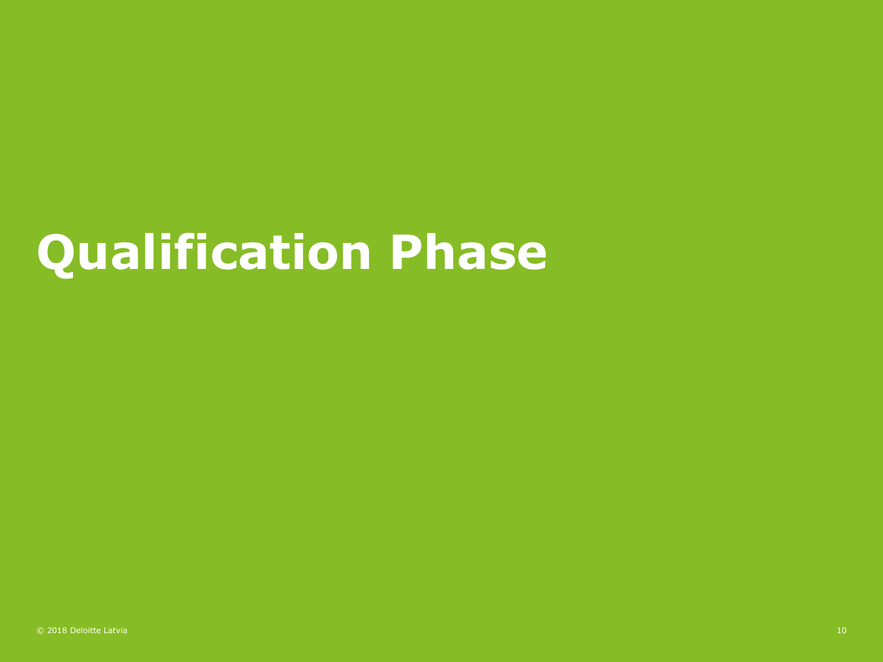# Qualification Phase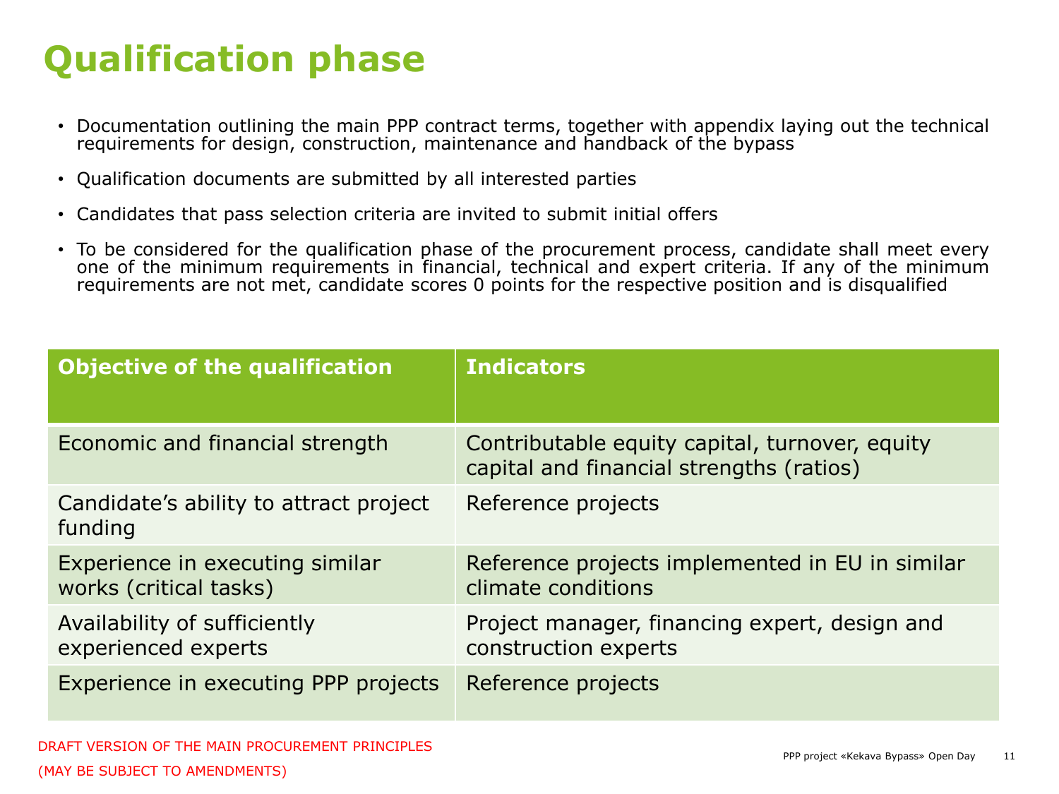# Qualification phase

- Documentation outlining the main PPP contract terms, together with appendix laying out the technical requirements for design, construction, maintenance and handback of the bypass
- Qualification documents are submitted by all interested parties
- Candidates that pass selection criteria are invited to submit initial offers
- To be considered for the qualification phase of the procurement process, candidate shall meet every one of the minimum requirements in financial, technical and expert criteria. If any of the minimum requirements are not met, candidate scores 0 points for the respective position and is disqualified

| Objective of the qualification | Indicators |
|---|---|
| Economic and financial strength | Contributable equity capital, turnover, equity capital and financial strengths (ratios) |
| Candidate's ability to attract project funding | Reference projects |
| Experience in executing similar works (critical tasks) | Reference projects implemented in EU in similar climate conditions |
| Availability of sufficiently experienced experts | Project manager, financing expert, design and construction experts |
| Experience in executing PPP projects | Reference projects |

DRAFT VERSION OF THE MAIN PROCUREMENT PRINCIPLES

(MAY BE SUBJECT TO AMENDMENTS)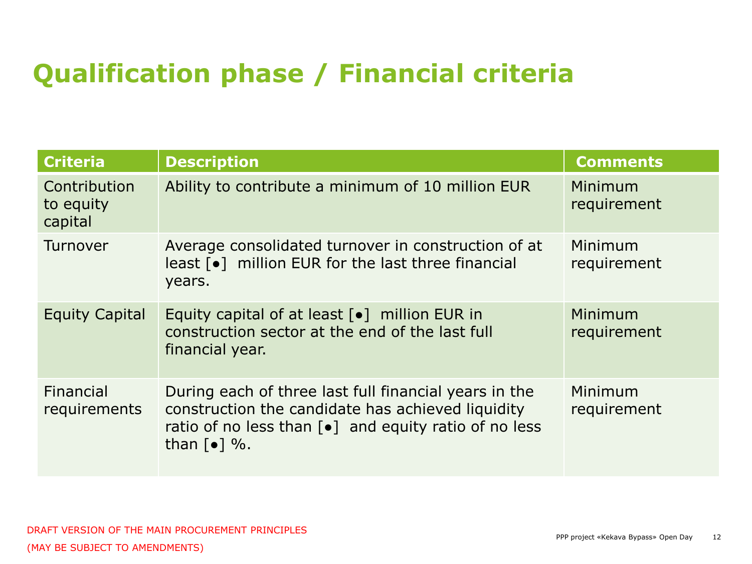# Qualification phase / Financial criteria

| Criteria | Description | Comments |
| --- | --- | --- |
| Contribution to equity capital | Ability to contribute a minimum of 10 million EUR | Minimum requirement |
| Turnover | Average consolidated turnover in construction of at least [•] million EUR for the last three financial years. | Minimum requirement |
| Equity Capital | Equity capital of at least [•] million EUR in construction sector at the end of the last full financial year. | Minimum requirement |
| Financial requirements | During each of three last full financial years in the construction the candidate has achieved liquidity ratio of no less than [•] and equity ratio of no less than [•] %. | Minimum requirement |

DRAFT VERSION OF THE MAIN PROCUREMENT PRINCIPLES

(MAY BE SUBJECT TO AMENDMENTS)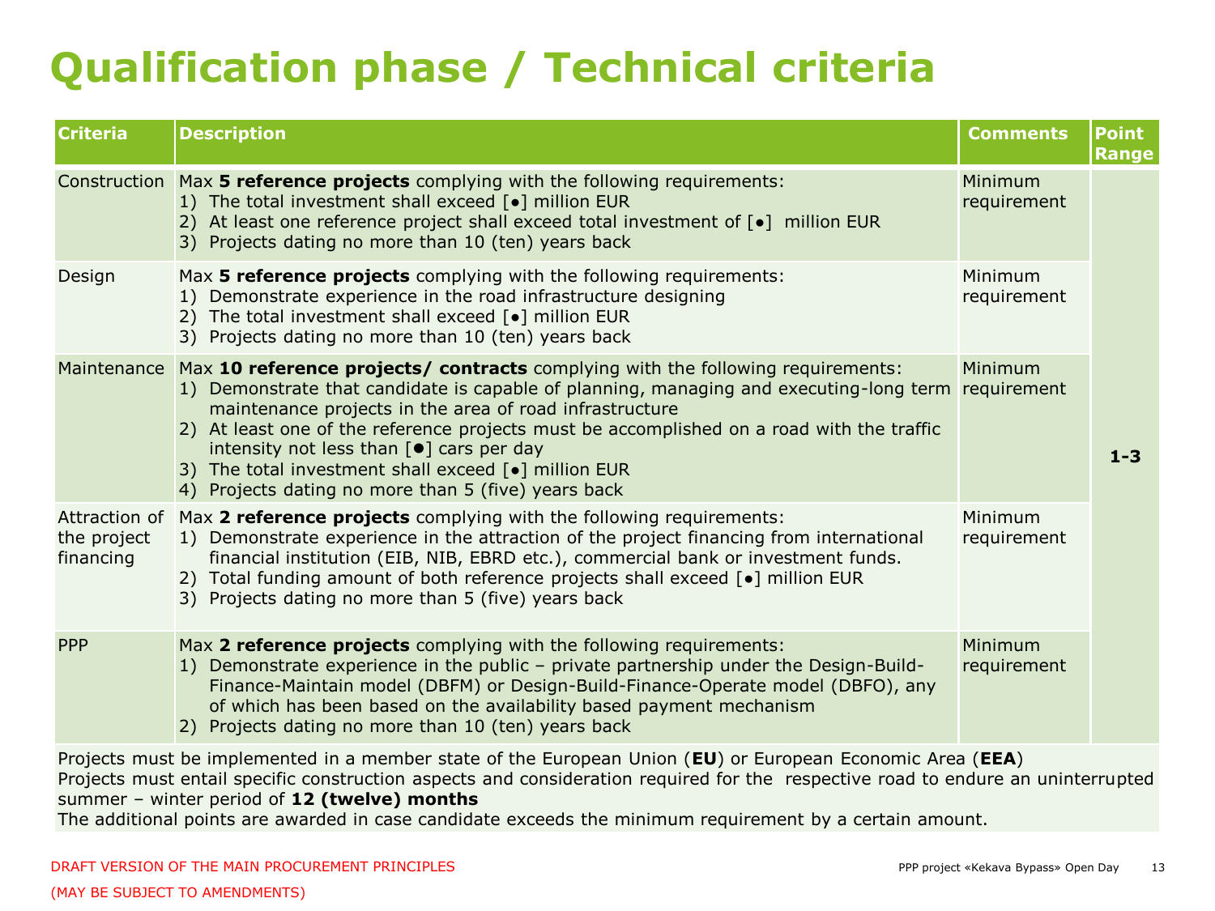# Qualification phase / Technical criteria

| Criteria | Description | Comments | Point Range |
|---|---|---|---|
| Construction | Max **5 reference projects** complying with the following requirements:<br>1) The total investment shall exceed [•] million EUR<br>2) At least one reference project shall exceed total investment of [•] million EUR<br>3) Projects dating no more than 10 (ten) years back | Minimum requirement | 1-3 |
| Design | Max **5 reference projects** complying with the following requirements:<br>1) Demonstrate experience in the road infrastructure designing<br>2) The total investment shall exceed [•] million EUR<br>3) Projects dating no more than 10 (ten) years back | Minimum requirement | |
| Maintenance | Max **10 reference projects/ contracts** complying with the following requirements:<br>1) Demonstrate that candidate is capable of planning, managing and executing-long term maintenance projects in the area of road infrastructure<br>2) At least one of the reference projects must be accomplished on a road with the traffic intensity not less than [●] cars per day<br>3) The total investment shall exceed [•] million EUR<br>4) Projects dating no more than 5 (five) years back | Minimum requirement | |
| Attraction of the project financing | Max **2 reference projects** complying with the following requirements:<br>1) Demonstrate experience in the attraction of the project financing from international financial institution (EIB, NIB, EBRD etc.), commercial bank or investment funds.<br>2) Total funding amount of both reference projects shall exceed [•] million EUR<br>3) Projects dating no more than 5 (five) years back | Minimum requirement | |
| PPP | Max **2 reference projects** complying with the following requirements:<br>1) Demonstrate experience in the public – private partnership under the Design-Build-Finance-Maintain model (DBFM) or Design-Build-Finance-Operate model (DBFO), any of which has been based on the availability based payment mechanism<br>2) Projects dating no more than 10 (ten) years back | Minimum requirement | |

Projects must be implemented in a member state of the European Union (**EU**) or European Economic Area (**EEA**)
Projects must entail specific construction aspects and consideration required for the respective road to endure an uninterrupted summer – winter period of **12 (twelve) months**
The additional points are awarded in case candidate exceeds the minimum requirement by a certain amount.

DRAFT VERSION OF THE MAIN PROCUREMENT PRINCIPLES

(MAY BE SUBJECT TO AMENDMENTS)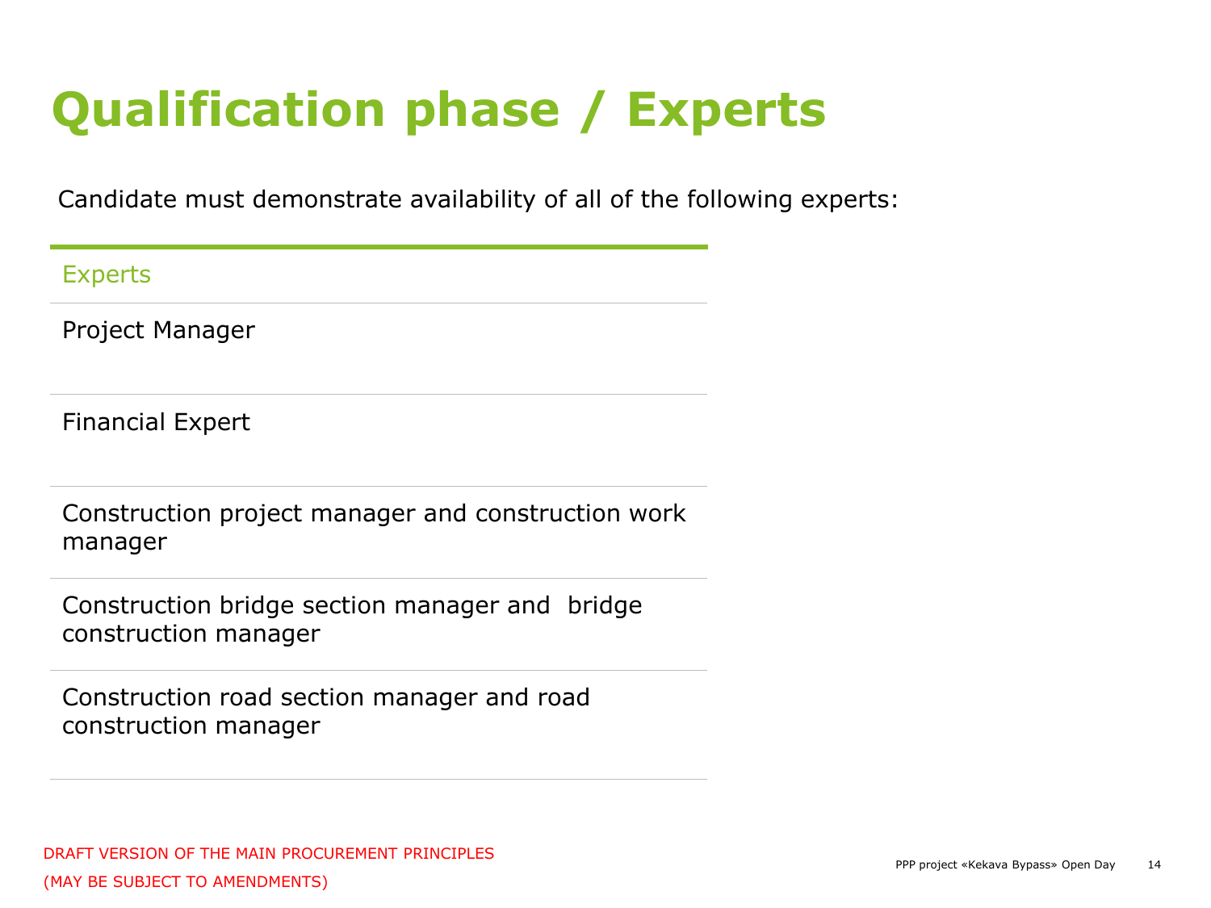# Qualification phase / Experts

Candidate must demonstrate availability of all of the following experts:

| Experts |
|---|
| Project Manager |
| Financial Expert |
| Construction project manager and construction work manager |
| Construction bridge section manager and bridge construction manager |
| Construction road section manager and road construction manager |

DRAFT VERSION OF THE MAIN PROCUREMENT PRINCIPLES
(MAY BE SUBJECT TO AMENDMENTS)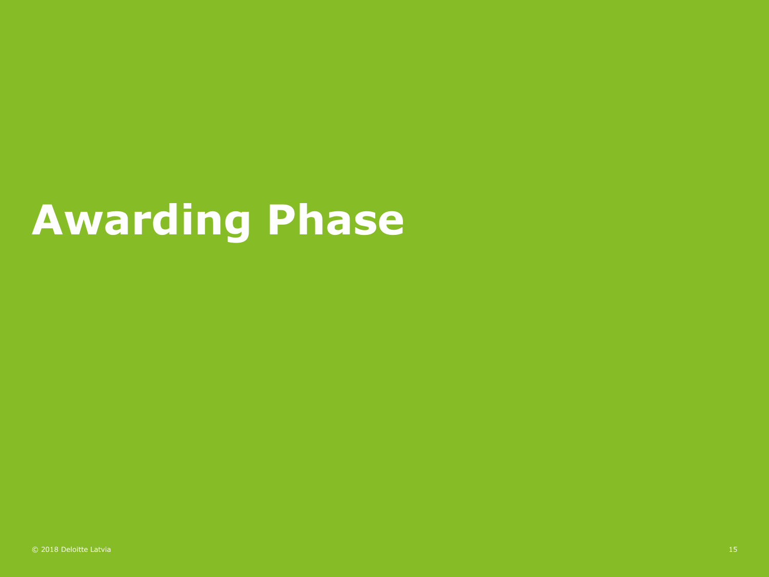# Awarding Phase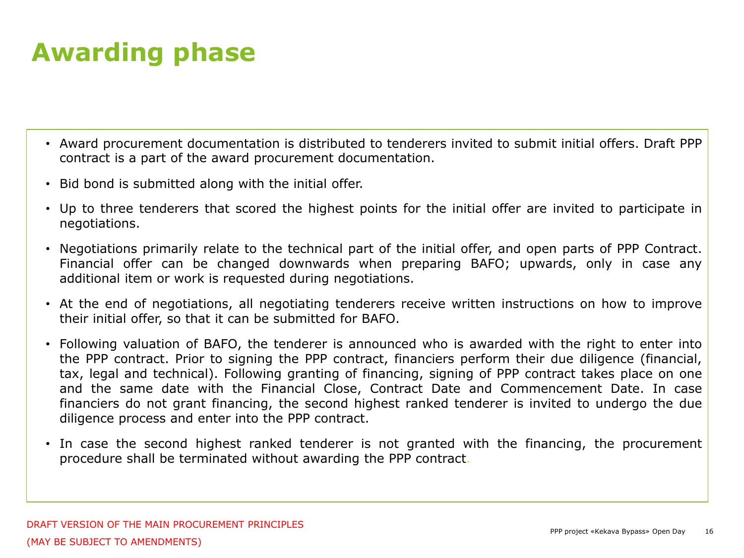# Awarding phase

- Award procurement documentation is distributed to tenderers invited to submit initial offers. Draft PPP contract is a part of the award procurement documentation.
- Bid bond is submitted along with the initial offer.
- Up to three tenderers that scored the highest points for the initial offer are invited to participate in negotiations.
- Negotiations primarily relate to the technical part of the initial offer, and open parts of PPP Contract. Financial offer can be changed downwards when preparing BAFO; upwards, only in case any additional item or work is requested during negotiations.
- At the end of negotiations, all negotiating tenderers receive written instructions on how to improve their initial offer, so that it can be submitted for BAFO.
- Following valuation of BAFO, the tenderer is announced who is awarded with the right to enter into the PPP contract. Prior to signing the PPP contract, financiers perform their due diligence (financial, tax, legal and technical). Following granting of financing, signing of PPP contract takes place on one and the same date with the Financial Close, Contract Date and Commencement Date. In case financiers do not grant financing, the second highest ranked tenderer is invited to undergo the due diligence process and enter into the PPP contract.
- In case the second highest ranked tenderer is not granted with the financing, the procurement procedure shall be terminated without awarding the PPP contract.

DRAFT VERSION OF THE MAIN PROCUREMENT PRINCIPLES

(MAY BE SUBJECT TO AMENDMENTS)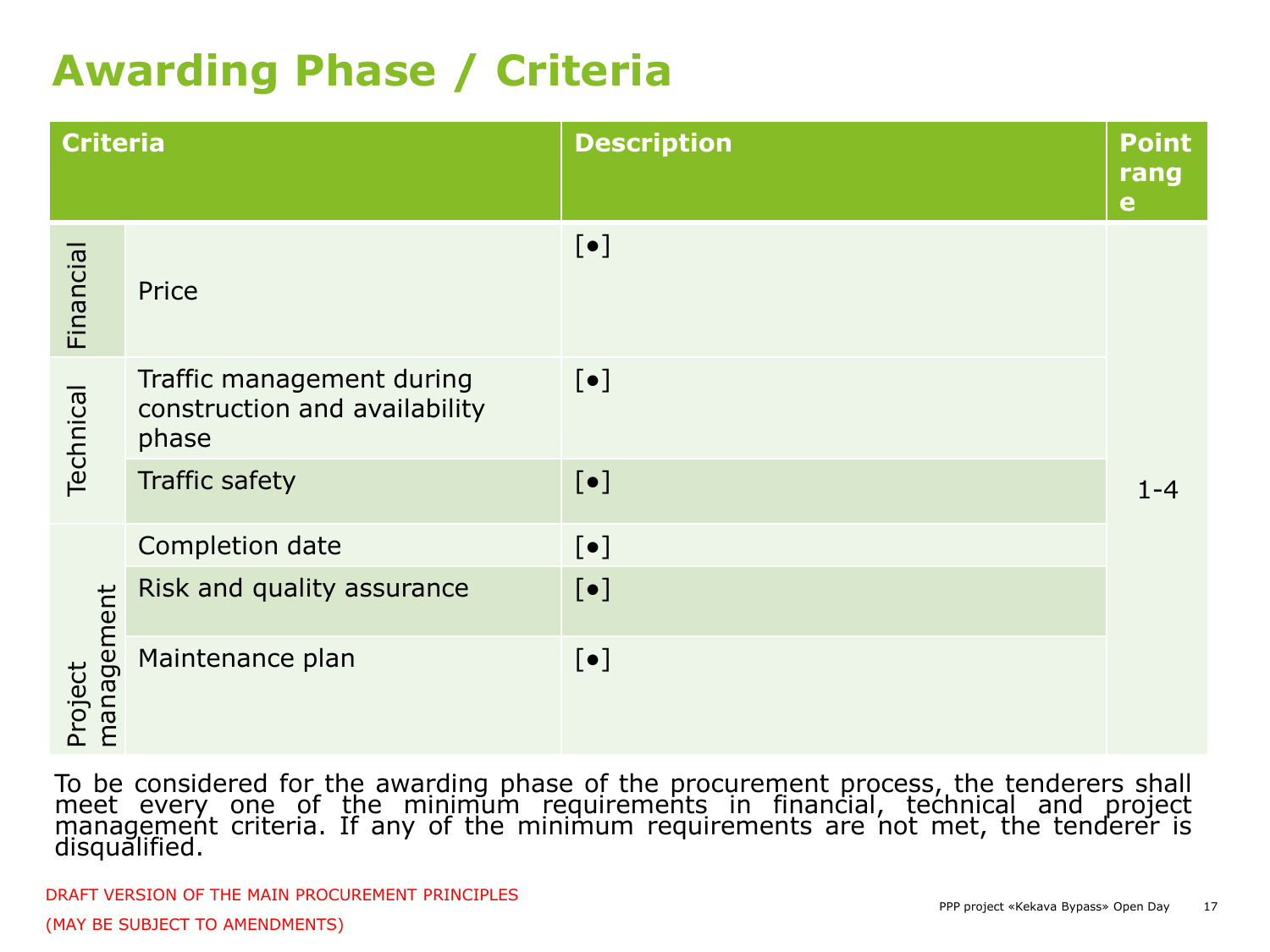# Awarding Phase / Criteria

| Criteria | | Description | Point range |
|---|---|---|---|
| Financial | Price | [●] | 1-4 |
| Technical | Traffic management during construction and availability phase | [●] | |
| | Traffic safety | [●] | |
| Project management | Completion date | [●] | |
| | Risk and quality assurance | [●] | |
| | Maintenance plan | [●] | |

To be considered for the awarding phase of the procurement process, the tenderers shall meet every one of the minimum requirements in financial, technical and project management criteria. If any of the minimum requirements are not met, the tenderer is disqualified.

DRAFT VERSION OF THE MAIN PROCUREMENT PRINCIPLES

(MAY BE SUBJECT TO AMENDMENTS)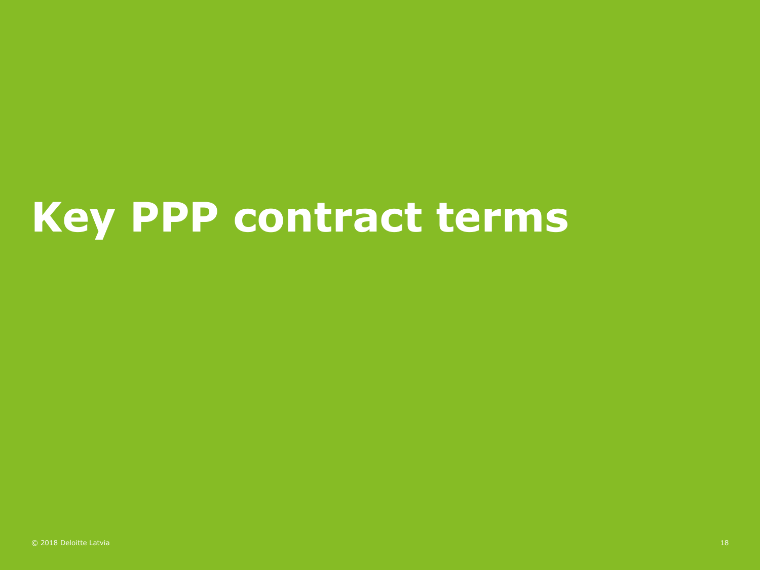# Key PPP contract terms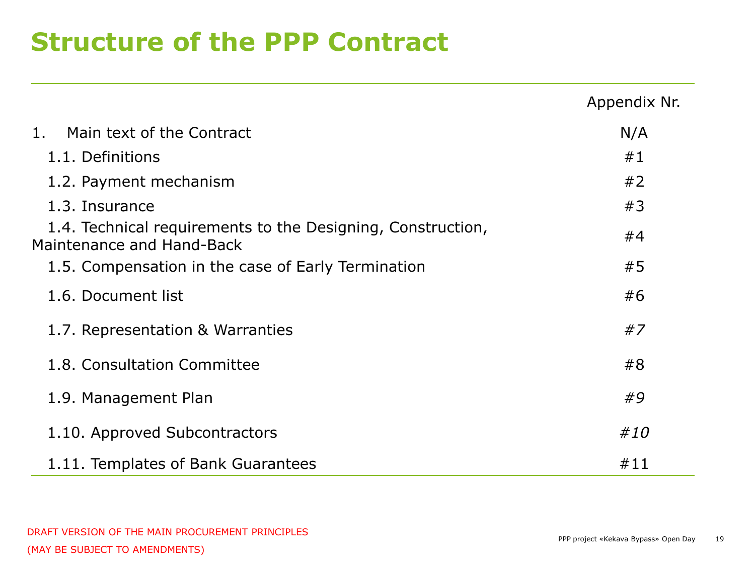# Structure of the PPP Contract

| | Appendix Nr. |
|---|---|
| 1. Main text of the Contract | N/A |
| 1.1. Definitions | #1 |
| 1.2. Payment mechanism | #2 |
| 1.3. Insurance | #3 |
| 1.4. Technical requirements to the Designing, Construction, Maintenance and Hand-Back | #4 |
| 1.5. Compensation in the case of Early Termination | #5 |
| 1.6. Document list | #6 |
| 1.7. Representation & Warranties | *#7* |
| 1.8. Consultation Committee | #8 |
| 1.9. Management Plan | *#9* |
| 1.10. Approved Subcontractors | *#10* |
| 1.11. Templates of Bank Guarantees | #11 |

DRAFT VERSION OF THE MAIN PROCUREMENT PRINCIPLES

(MAY BE SUBJECT TO AMENDMENTS)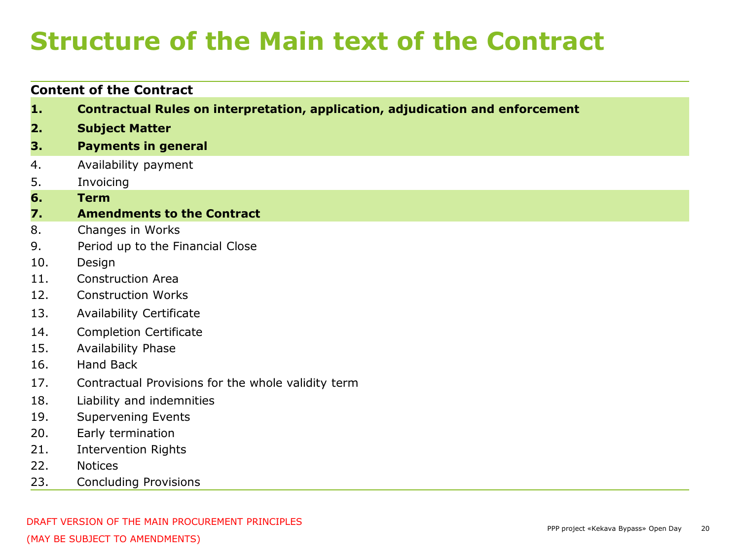# Structure of the Main text of the Contract

**Content of the Contract**

1. **Contractual Rules on interpretation, application, adjudication and enforcement**
2. **Subject Matter**
3. **Payments in general**
4. Availability payment
5. Invoicing
6. **Term**
7. **Amendments to the Contract**
8. Changes in Works
9. Period up to the Financial Close
10. Design
11. Construction Area
12. Construction Works
13. Availability Certificate
14. Completion Certificate
15. Availability Phase
16. Hand Back
17. Contractual Provisions for the whole validity term
18. Liability and indemnities
19. Supervening Events
20. Early termination
21. Intervention Rights
22. Notices
23. Concluding Provisions

DRAFT VERSION OF THE MAIN PROCUREMENT PRINCIPLES
(MAY BE SUBJECT TO AMENDMENTS)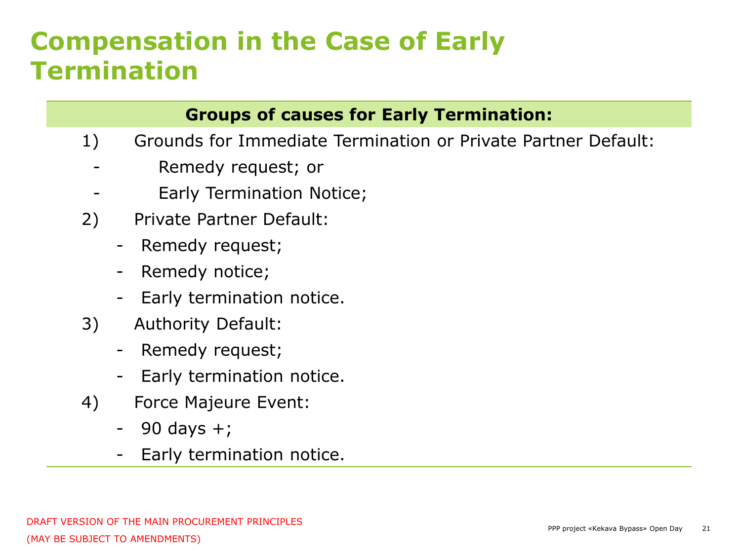# Compensation in the Case of Early Termination

**Groups of causes for Early Termination:**

1) Grounds for Immediate Termination or Private Partner Default:
   - Remedy request; or
   - Early Termination Notice;
2) Private Partner Default:
   - Remedy request;
   - Remedy notice;
   - Early termination notice.
3) Authority Default:
   - Remedy request;
   - Early termination notice.
4) Force Majeure Event:
   - 90 days +;
   - Early termination notice.

DRAFT VERSION OF THE MAIN PROCUREMENT PRINCIPLES
(MAY BE SUBJECT TO AMENDMENTS)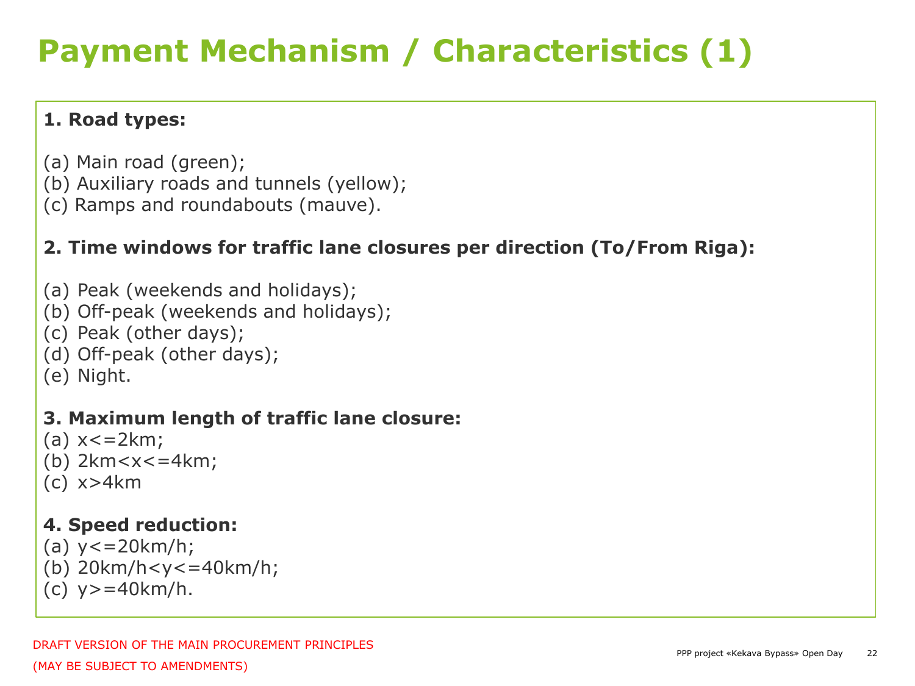# Payment Mechanism / Characteristics (1)

**1. Road types:**

(a) Main road (green);
(b) Auxiliary roads and tunnels (yellow);
(c) Ramps and roundabouts (mauve).

**2. Time windows for traffic lane closures per direction (To/From Riga):**

(a) Peak (weekends and holidays);
(b) Off-peak (weekends and holidays);
(c) Peak (other days);
(d) Off-peak (other days);
(e) Night.

**3. Maximum length of traffic lane closure:**

(a) $x \le 2$km;
(b) $2\text{km} < x \le 4$km;
(c) $x > 4$km

**4. Speed reduction:**

(a) $y \le 20$km/h;
(b) $20\text{km/h} < y \le 40$km/h;
(c) $y \ge 40$km/h.

DRAFT VERSION OF THE MAIN PROCUREMENT PRINCIPLES

(MAY BE SUBJECT TO AMENDMENTS)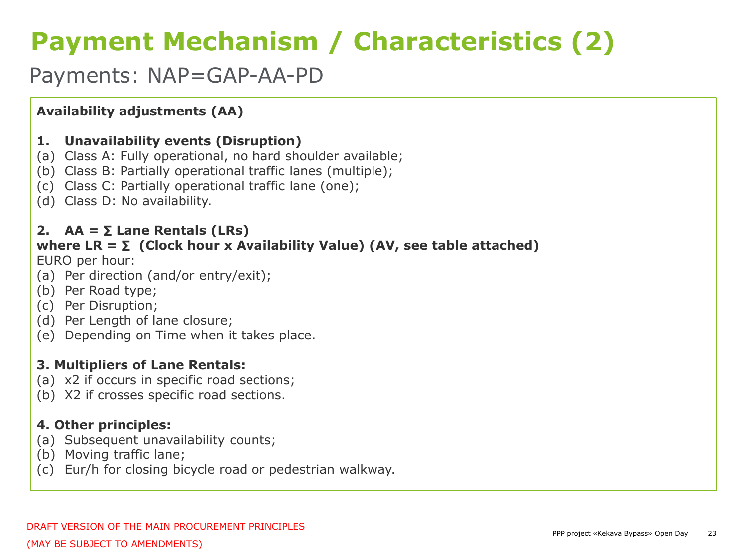# Payment Mechanism / Characteristics (2)

## Payments: NAP=GAP-AA-PD

**Availability adjustments (AA)**

**1. Unavailability events (Disruption)**

(a) Class A: Fully operational, no hard shoulder available;
(b) Class B: Partially operational traffic lanes (multiple);
(c) Class C: Partially operational traffic lane (one);
(d) Class D: No availability.

**2. AA = ∑ Lane Rentals (LRs)**
**where LR = ∑ (Clock hour x Availability Value) (AV, see table attached)**

EURO per hour:

(a) Per direction (and/or entry/exit);
(b) Per Road type;
(c) Per Disruption;
(d) Per Length of lane closure;
(e) Depending on Time when it takes place.

**3. Multipliers of Lane Rentals:**

(a) x2 if occurs in specific road sections;
(b) X2 if crosses specific road sections.

**4. Other principles:**

(a) Subsequent unavailability counts;
(b) Moving traffic lane;
(c) Eur/h for closing bicycle road or pedestrian walkway.

DRAFT VERSION OF THE MAIN PROCUREMENT PRINCIPLES
(MAY BE SUBJECT TO AMENDMENTS)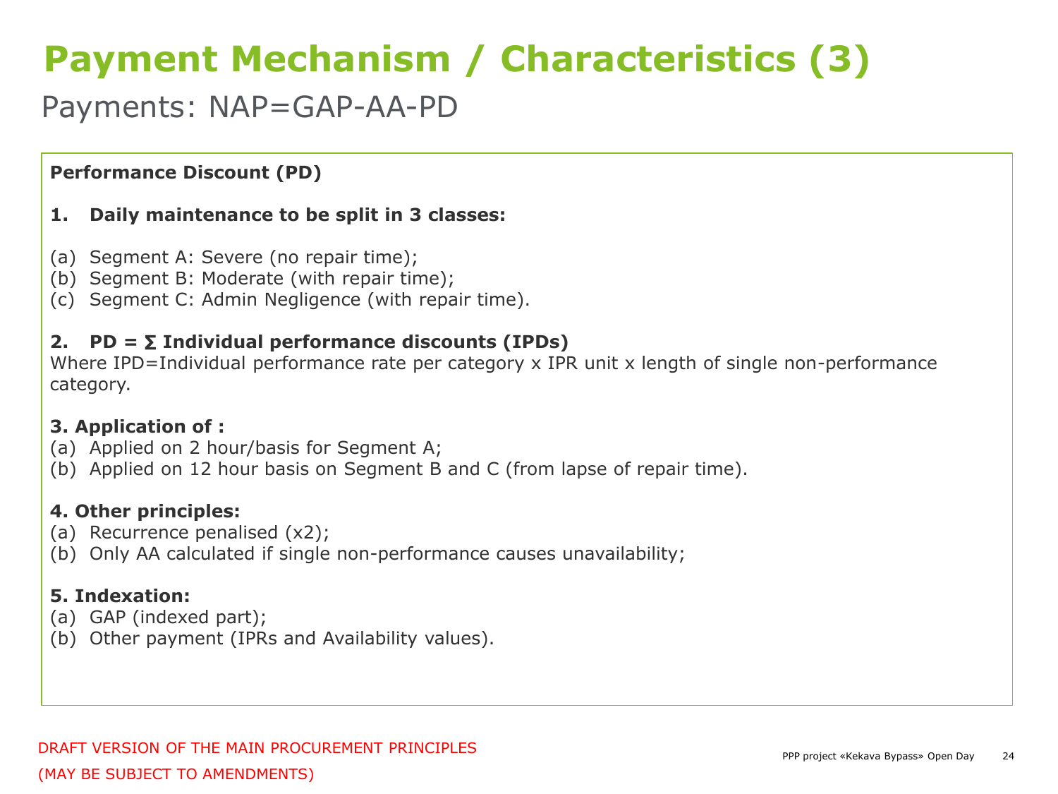# Payment Mechanism / Characteristics (3)

## Payments: NAP=GAP-AA-PD

**Performance Discount (PD)**

**1. Daily maintenance to be split in 3 classes:**

(a) Segment A: Severe (no repair time);
(b) Segment B: Moderate (with repair time);
(c) Segment C: Admin Negligence (with repair time).

**2. PD = ∑ Individual performance discounts (IPDs)**
Where IPD=Individual performance rate per category x IPR unit x length of single non-performance category.

**3. Application of :**
(a) Applied on 2 hour/basis for Segment A;
(b) Applied on 12 hour basis on Segment B and C (from lapse of repair time).

**4. Other principles:**
(a) Recurrence penalised (x2);
(b) Only AA calculated if single non-performance causes unavailability;

**5. Indexation:**
(a) GAP (indexed part);
(b) Other payment (IPRs and Availability values).

DRAFT VERSION OF THE MAIN PROCUREMENT PRINCIPLES
(MAY BE SUBJECT TO AMENDMENTS)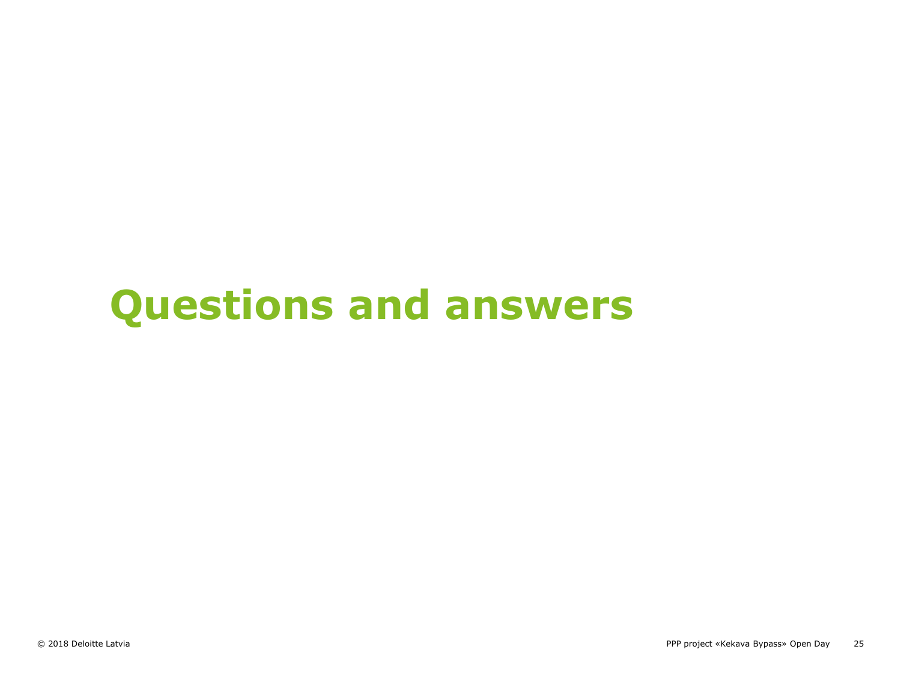# Questions and answers